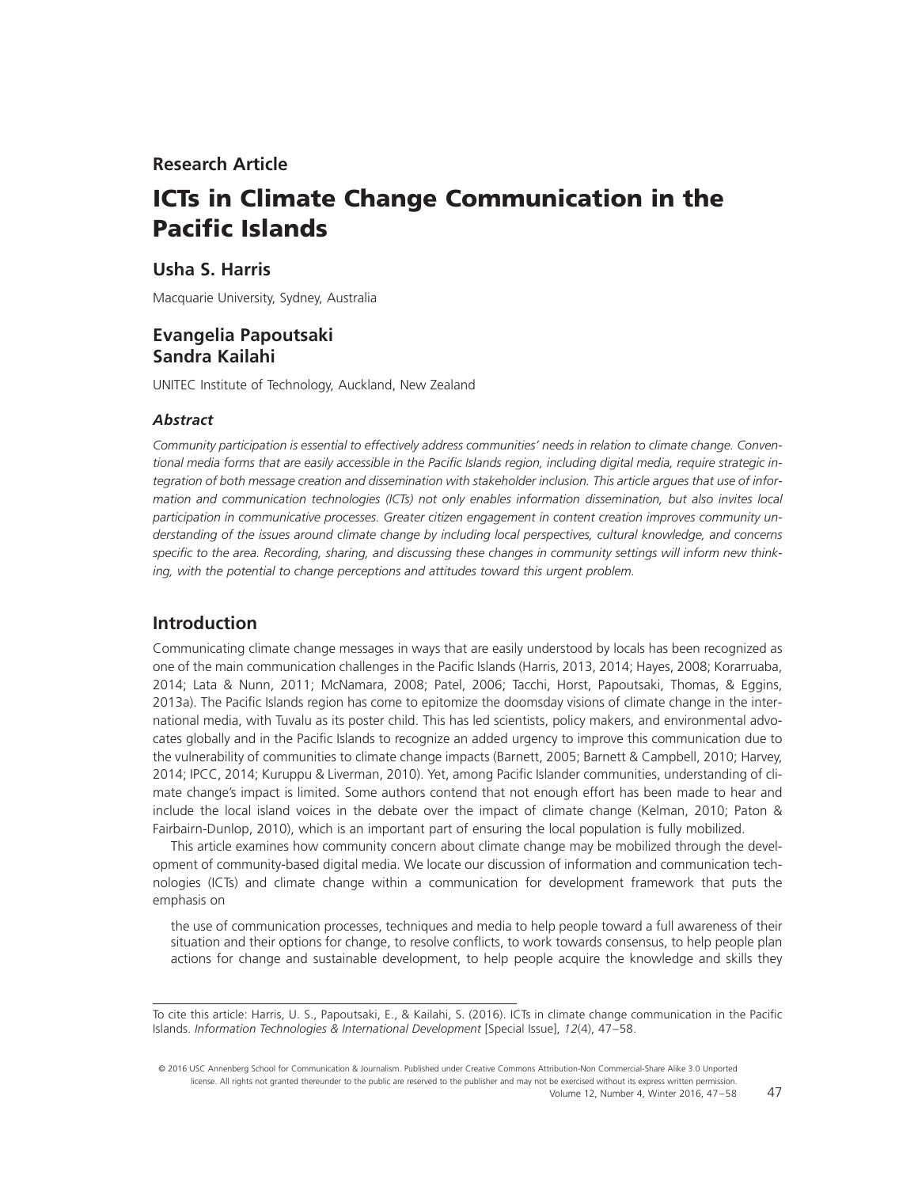**Research Article**

# ICTs in Climate Change Communication in the Pacific Islands

## Usha S. Harris

Macquarie University, Sydney, Australia

## Evangelia Papoutsaki
## Sandra Kailahi

UNITEC Institute of Technology, Auckland, New Zealand

### *Abstract*

*Community participation is essential to effectively address communities' needs in relation to climate change. Conventional media forms that are easily accessible in the Pacific Islands region, including digital media, require strategic integration of both message creation and dissemination with stakeholder inclusion. This article argues that use of information and communication technologies (ICTs) not only enables information dissemination, but also invites local participation in communicative processes. Greater citizen engagement in content creation improves community understanding of the issues around climate change by including local perspectives, cultural knowledge, and concerns specific to the area. Recording, sharing, and discussing these changes in community settings will inform new thinking, with the potential to change perceptions and attitudes toward this urgent problem.*

## Introduction

Communicating climate change messages in ways that are easily understood by locals has been recognized as one of the main communication challenges in the Pacific Islands (Harris, 2013, 2014; Hayes, 2008; Korarruaba, 2014; Lata & Nunn, 2011; McNamara, 2008; Patel, 2006; Tacchi, Horst, Papoutsaki, Thomas, & Eggins, 2013a). The Pacific Islands region has come to epitomize the doomsday visions of climate change in the international media, with Tuvalu as its poster child. This has led scientists, policy makers, and environmental advocates globally and in the Pacific Islands to recognize an added urgency to improve this communication due to the vulnerability of communities to climate change impacts (Barnett, 2005; Barnett & Campbell, 2010; Harvey, 2014; IPCC, 2014; Kuruppu & Liverman, 2010). Yet, among Pacific Islander communities, understanding of climate change's impact is limited. Some authors contend that not enough effort has been made to hear and include the local island voices in the debate over the impact of climate change (Kelman, 2010; Paton & Fairbairn-Dunlop, 2010), which is an important part of ensuring the local population is fully mobilized.

This article examines how community concern about climate change may be mobilized through the development of community-based digital media. We locate our discussion of information and communication technologies (ICTs) and climate change within a communication for development framework that puts the emphasis on

> the use of communication processes, techniques and media to help people toward a full awareness of their situation and their options for change, to resolve conflicts, to work towards consensus, to help people plan actions for change and sustainable development, to help people acquire the knowledge and skills they

---

To cite this article: Harris, U. S., Papoutsaki, E., & Kailahi, S. (2016). ICTs in climate change communication in the Pacific Islands. *Information Technologies & International Development* [Special Issue], *12*(4), 47–58.

© 2016 USC Annenberg School for Communication & Journalism. Published under Creative Commons Attribution-Non Commercial-Share Alike 3.0 Unported license. All rights not granted thereunder to the public are reserved to the publisher and may not be exercised without its express written permission.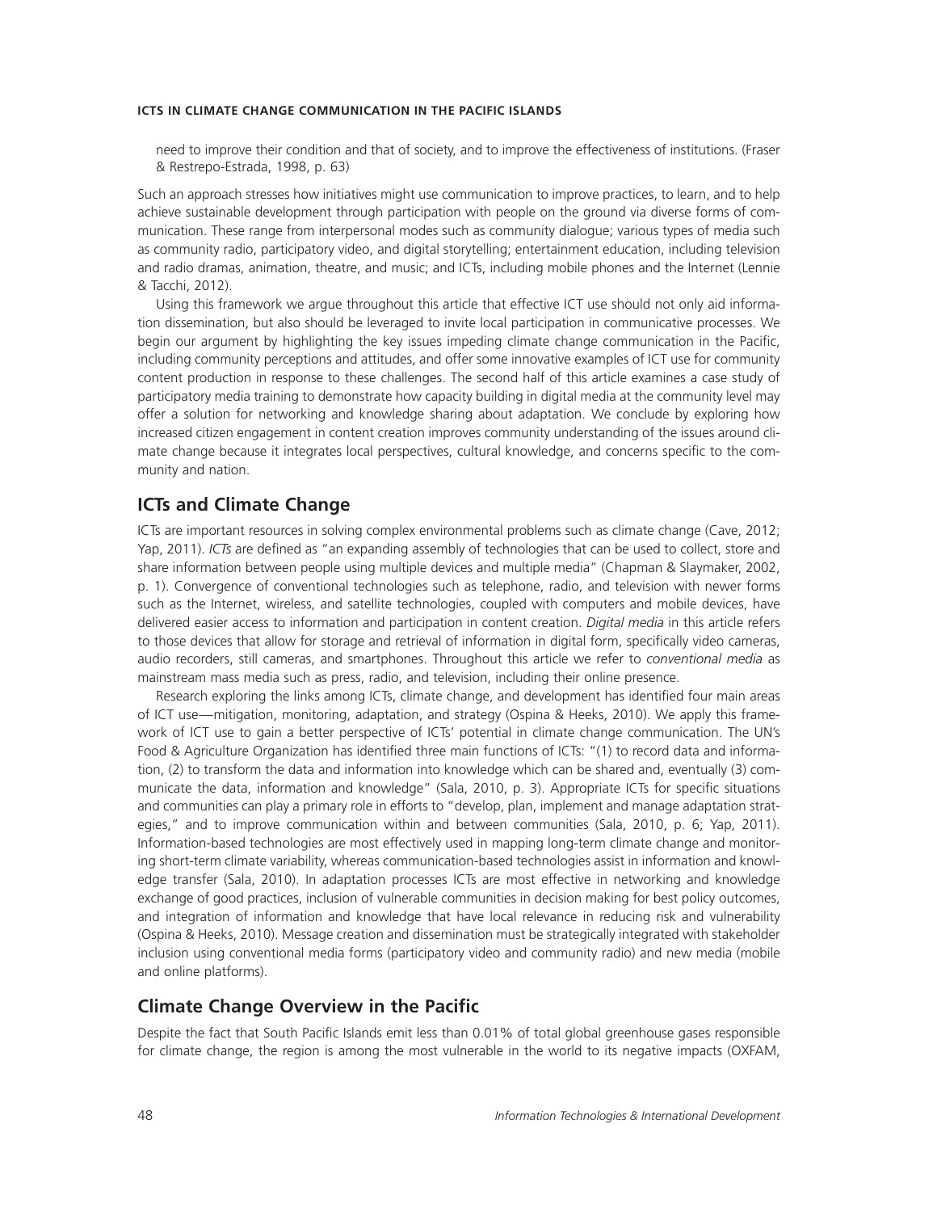need to improve their condition and that of society, and to improve the effectiveness of institutions. (Fraser & Restrepo-Estrada, 1998, p. 63)

Such an approach stresses how initiatives might use communication to improve practices, to learn, and to help achieve sustainable development through participation with people on the ground via diverse forms of communication. These range from interpersonal modes such as community dialogue; various types of media such as community radio, participatory video, and digital storytelling; entertainment education, including television and radio dramas, animation, theatre, and music; and ICTs, including mobile phones and the Internet (Lennie & Tacchi, 2012).

Using this framework we argue throughout this article that effective ICT use should not only aid information dissemination, but also should be leveraged to invite local participation in communicative processes. We begin our argument by highlighting the key issues impeding climate change communication in the Pacific, including community perceptions and attitudes, and offer some innovative examples of ICT use for community content production in response to these challenges. The second half of this article examines a case study of participatory media training to demonstrate how capacity building in digital media at the community level may offer a solution for networking and knowledge sharing about adaptation. We conclude by exploring how increased citizen engagement in content creation improves community understanding of the issues around climate change because it integrates local perspectives, cultural knowledge, and concerns specific to the community and nation.

## ICTs and Climate Change

ICTs are important resources in solving complex environmental problems such as climate change (Cave, 2012; Yap, 2011). *ICTs* are defined as "an expanding assembly of technologies that can be used to collect, store and share information between people using multiple devices and multiple media" (Chapman & Slaymaker, 2002, p. 1). Convergence of conventional technologies such as telephone, radio, and television with newer forms such as the Internet, wireless, and satellite technologies, coupled with computers and mobile devices, have delivered easier access to information and participation in content creation. *Digital media* in this article refers to those devices that allow for storage and retrieval of information in digital form, specifically video cameras, audio recorders, still cameras, and smartphones. Throughout this article we refer to *conventional media* as mainstream mass media such as press, radio, and television, including their online presence.

Research exploring the links among ICTs, climate change, and development has identified four main areas of ICT use—mitigation, monitoring, adaptation, and strategy (Ospina & Heeks, 2010). We apply this framework of ICT use to gain a better perspective of ICTs' potential in climate change communication. The UN's Food & Agriculture Organization has identified three main functions of ICTs: "(1) to record data and information, (2) to transform the data and information into knowledge which can be shared and, eventually (3) communicate the data, information and knowledge" (Sala, 2010, p. 3). Appropriate ICTs for specific situations and communities can play a primary role in efforts to "develop, plan, implement and manage adaptation strategies," and to improve communication within and between communities (Sala, 2010, p. 6; Yap, 2011). Information-based technologies are most effectively used in mapping long-term climate change and monitoring short-term climate variability, whereas communication-based technologies assist in information and knowledge transfer (Sala, 2010). In adaptation processes ICTs are most effective in networking and knowledge exchange of good practices, inclusion of vulnerable communities in decision making for best policy outcomes, and integration of information and knowledge that have local relevance in reducing risk and vulnerability (Ospina & Heeks, 2010). Message creation and dissemination must be strategically integrated with stakeholder inclusion using conventional media forms (participatory video and community radio) and new media (mobile and online platforms).

## Climate Change Overview in the Pacific

Despite the fact that South Pacific Islands emit less than 0.01% of total global greenhouse gases responsible for climate change, the region is among the most vulnerable in the world to its negative impacts (OXFAM,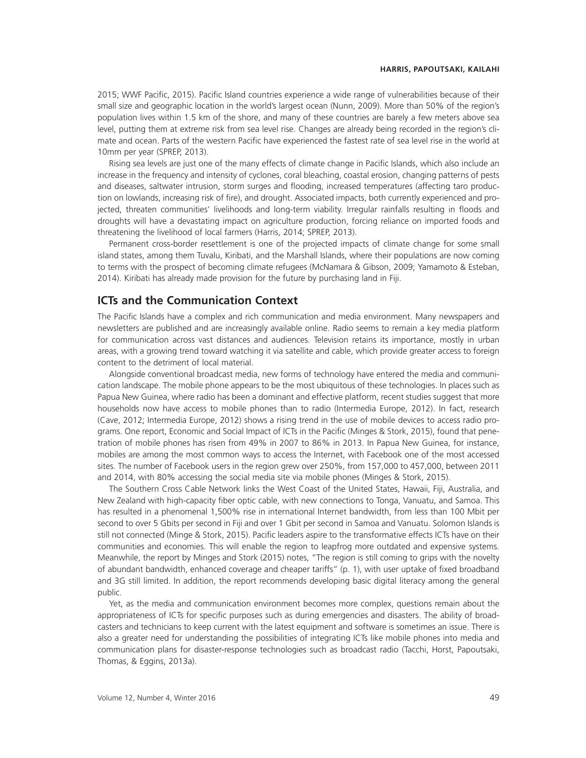2015; WWF Pacific, 2015). Pacific Island countries experience a wide range of vulnerabilities because of their small size and geographic location in the world's largest ocean (Nunn, 2009). More than 50% of the region's population lives within 1.5 km of the shore, and many of these countries are barely a few meters above sea level, putting them at extreme risk from sea level rise. Changes are already being recorded in the region's climate and ocean. Parts of the western Pacific have experienced the fastest rate of sea level rise in the world at 10mm per year (SPREP, 2013).

Rising sea levels are just one of the many effects of climate change in Pacific Islands, which also include an increase in the frequency and intensity of cyclones, coral bleaching, coastal erosion, changing patterns of pests and diseases, saltwater intrusion, storm surges and flooding, increased temperatures (affecting taro production on lowlands, increasing risk of fire), and drought. Associated impacts, both currently experienced and projected, threaten communities' livelihoods and long-term viability. Irregular rainfalls resulting in floods and droughts will have a devastating impact on agriculture production, forcing reliance on imported foods and threatening the livelihood of local farmers (Harris, 2014; SPREP, 2013).

Permanent cross-border resettlement is one of the projected impacts of climate change for some small island states, among them Tuvalu, Kiribati, and the Marshall Islands, where their populations are now coming to terms with the prospect of becoming climate refugees (McNamara & Gibson, 2009; Yamamoto & Esteban, 2014). Kiribati has already made provision for the future by purchasing land in Fiji.

## ICTs and the Communication Context

The Pacific Islands have a complex and rich communication and media environment. Many newspapers and newsletters are published and are increasingly available online. Radio seems to remain a key media platform for communication across vast distances and audiences. Television retains its importance, mostly in urban areas, with a growing trend toward watching it via satellite and cable, which provide greater access to foreign content to the detriment of local material.

Alongside conventional broadcast media, new forms of technology have entered the media and communication landscape. The mobile phone appears to be the most ubiquitous of these technologies. In places such as Papua New Guinea, where radio has been a dominant and effective platform, recent studies suggest that more households now have access to mobile phones than to radio (Intermedia Europe, 2012). In fact, research (Cave, 2012; Intermedia Europe, 2012) shows a rising trend in the use of mobile devices to access radio programs. One report, Economic and Social Impact of ICTs in the Pacific (Minges & Stork, 2015), found that penetration of mobile phones has risen from 49% in 2007 to 86% in 2013. In Papua New Guinea, for instance, mobiles are among the most common ways to access the Internet, with Facebook one of the most accessed sites. The number of Facebook users in the region grew over 250%, from 157,000 to 457,000, between 2011 and 2014, with 80% accessing the social media site via mobile phones (Minges & Stork, 2015).

The Southern Cross Cable Network links the West Coast of the United States, Hawaii, Fiji, Australia, and New Zealand with high-capacity fiber optic cable, with new connections to Tonga, Vanuatu, and Samoa. This has resulted in a phenomenal 1,500% rise in international Internet bandwidth, from less than 100 Mbit per second to over 5 Gbits per second in Fiji and over 1 Gbit per second in Samoa and Vanuatu. Solomon Islands is still not connected (Minge & Stork, 2015). Pacific leaders aspire to the transformative effects ICTs have on their communities and economies. This will enable the region to leapfrog more outdated and expensive systems. Meanwhile, the report by Minges and Stork (2015) notes, "The region is still coming to grips with the novelty of abundant bandwidth, enhanced coverage and cheaper tariffs" (p. 1), with user uptake of fixed broadband and 3G still limited. In addition, the report recommends developing basic digital literacy among the general public.

Yet, as the media and communication environment becomes more complex, questions remain about the appropriateness of ICTs for specific purposes such as during emergencies and disasters. The ability of broadcasters and technicians to keep current with the latest equipment and software is sometimes an issue. There is also a greater need for understanding the possibilities of integrating ICTs like mobile phones into media and communication plans for disaster-response technologies such as broadcast radio (Tacchi, Horst, Papoutsaki, Thomas, & Eggins, 2013a).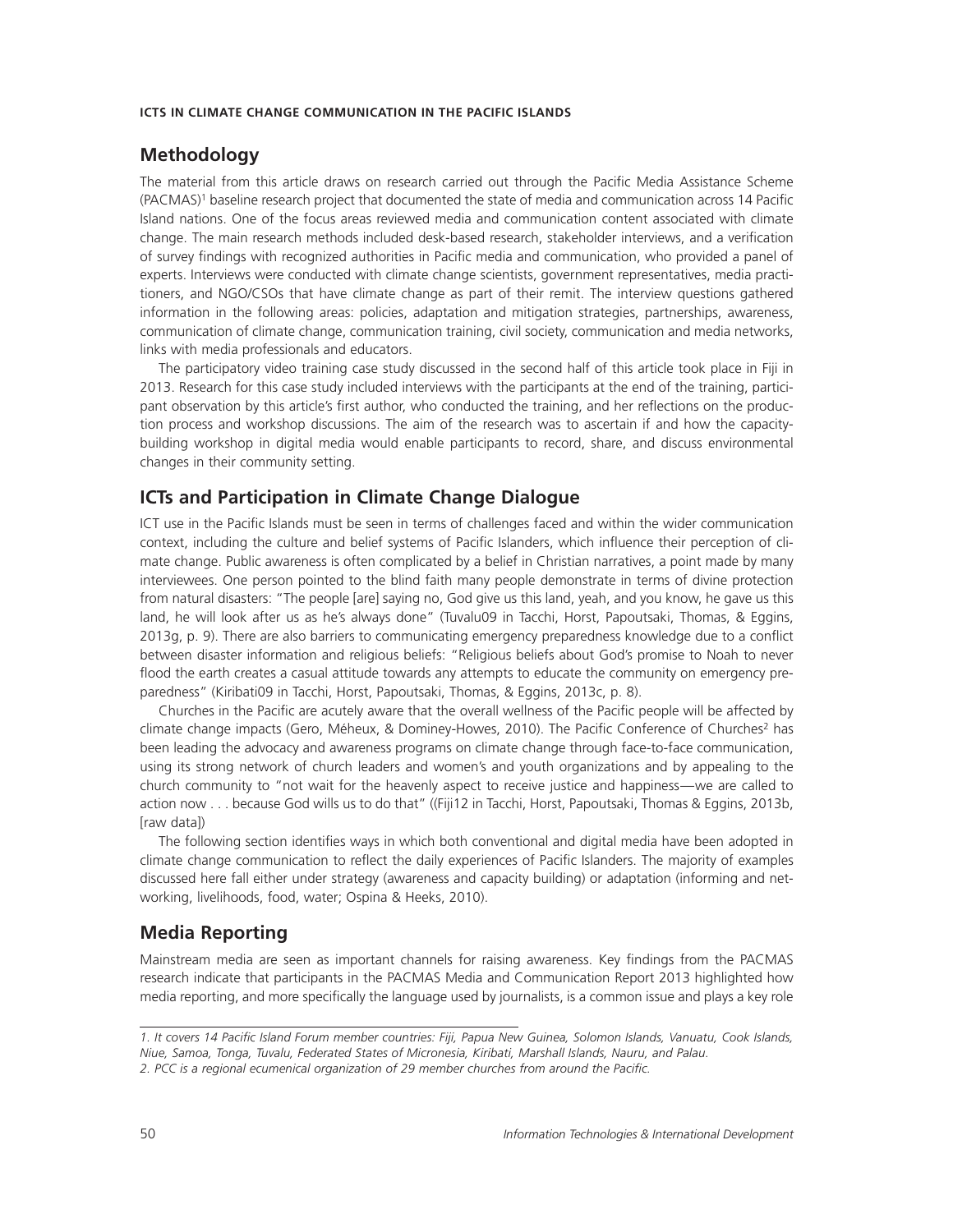## Methodology

The material from this article draws on research carried out through the Pacific Media Assistance Scheme (PACMAS)[1] baseline research project that documented the state of media and communication across 14 Pacific Island nations. One of the focus areas reviewed media and communication content associated with climate change. The main research methods included desk-based research, stakeholder interviews, and a verification of survey findings with recognized authorities in Pacific media and communication, who provided a panel of experts. Interviews were conducted with climate change scientists, government representatives, media practitioners, and NGO/CSOs that have climate change as part of their remit. The interview questions gathered information in the following areas: policies, adaptation and mitigation strategies, partnerships, awareness, communication of climate change, communication training, civil society, communication and media networks, links with media professionals and educators.

The participatory video training case study discussed in the second half of this article took place in Fiji in 2013. Research for this case study included interviews with the participants at the end of the training, participant observation by this article's first author, who conducted the training, and her reflections on the production process and workshop discussions. The aim of the research was to ascertain if and how the capacity-building workshop in digital media would enable participants to record, share, and discuss environmental changes in their community setting.

## ICTs and Participation in Climate Change Dialogue

ICT use in the Pacific Islands must be seen in terms of challenges faced and within the wider communication context, including the culture and belief systems of Pacific Islanders, which influence their perception of climate change. Public awareness is often complicated by a belief in Christian narratives, a point made by many interviewees. One person pointed to the blind faith many people demonstrate in terms of divine protection from natural disasters: "The people [are] saying no, God give us this land, yeah, and you know, he gave us this land, he will look after us as he's always done" (Tuvalu09 in Tacchi, Horst, Papoutsaki, Thomas, & Eggins, 2013g, p. 9). There are also barriers to communicating emergency preparedness knowledge due to a conflict between disaster information and religious beliefs: "Religious beliefs about God's promise to Noah to never flood the earth creates a casual attitude towards any attempts to educate the community on emergency preparedness" (Kiribati09 in Tacchi, Horst, Papoutsaki, Thomas, & Eggins, 2013c, p. 8).

Churches in the Pacific are acutely aware that the overall wellness of the Pacific people will be affected by climate change impacts (Gero, Méheux, & Dominey-Howes, 2010). The Pacific Conference of Churches[2] has been leading the advocacy and awareness programs on climate change through face-to-face communication, using its strong network of church leaders and women's and youth organizations and by appealing to the church community to "not wait for the heavenly aspect to receive justice and happiness—we are called to action now . . . because God wills us to do that" ((Fiji12 in Tacchi, Horst, Papoutsaki, Thomas & Eggins, 2013b, [raw data])

The following section identifies ways in which both conventional and digital media have been adopted in climate change communication to reflect the daily experiences of Pacific Islanders. The majority of examples discussed here fall either under strategy (awareness and capacity building) or adaptation (informing and networking, livelihoods, food, water; Ospina & Heeks, 2010).

## Media Reporting

Mainstream media are seen as important channels for raising awareness. Key findings from the PACMAS research indicate that participants in the PACMAS Media and Communication Report 2013 highlighted how media reporting, and more specifically the language used by journalists, is a common issue and plays a key role

---

*1. It covers 14 Pacific Island Forum member countries: Fiji, Papua New Guinea, Solomon Islands, Vanuatu, Cook Islands, Niue, Samoa, Tonga, Tuvalu, Federated States of Micronesia, Kiribati, Marshall Islands, Nauru, and Palau.*

*2. PCC is a regional ecumenical organization of 29 member churches from around the Pacific.*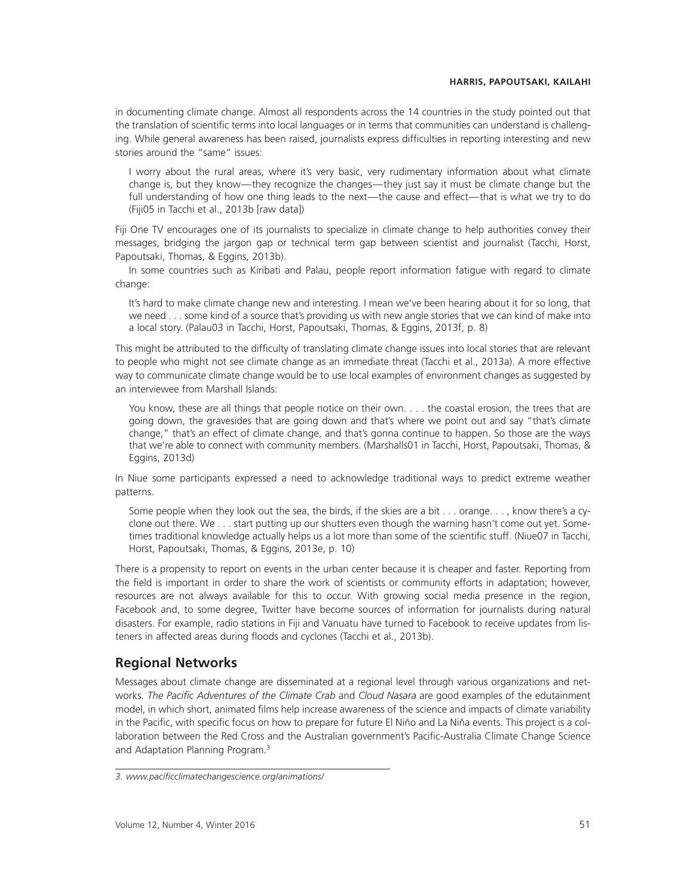in documenting climate change. Almost all respondents across the 14 countries in the study pointed out that the translation of scientific terms into local languages or in terms that communities can understand is challenging. While general awareness has been raised, journalists express difficulties in reporting interesting and new stories around the "same" issues:

> I worry about the rural areas, where it's very basic, very rudimentary information about what climate change is, but they know—they recognize the changes—they just say it must be climate change but the full understanding of how one thing leads to the next—the cause and effect—that is what we try to do (Fiji05 in Tacchi et al., 2013b [raw data])

Fiji One TV encourages one of its journalists to specialize in climate change to help authorities convey their messages, bridging the jargon gap or technical term gap between scientist and journalist (Tacchi, Horst, Papoutsaki, Thomas, & Eggins, 2013b).

In some countries such as Kiribati and Palau, people report information fatigue with regard to climate change:

> It's hard to make climate change new and interesting. I mean we've been hearing about it for so long, that we need . . . some kind of a source that's providing us with new angle stories that we can kind of make into a local story. (Palau03 in Tacchi, Horst, Papoutsaki, Thomas, & Eggins, 2013f, p. 8)

This might be attributed to the difficulty of translating climate change issues into local stories that are relevant to people who might not see climate change as an immediate threat (Tacchi et al., 2013a). A more effective way to communicate climate change would be to use local examples of environment changes as suggested by an interviewee from Marshall Islands:

> You know, these are all things that people notice on their own. . . . the coastal erosion, the trees that are going down, the gravesides that are going down and that's where we point out and say "that's climate change," that's an effect of climate change, and that's gonna continue to happen. So those are the ways that we're able to connect with community members. (Marshalls01 in Tacchi, Horst, Papoutsaki, Thomas, & Eggins, 2013d)

In Niue some participants expressed a need to acknowledge traditional ways to predict extreme weather patterns.

> Some people when they look out the sea, the birds, if the skies are a bit . . . orange. . . , know there's a cyclone out there. We . . . start putting up our shutters even though the warning hasn't come out yet. Sometimes traditional knowledge actually helps us a lot more than some of the scientific stuff. (Niue07 in Tacchi, Horst, Papoutsaki, Thomas, & Eggins, 2013e, p. 10)

There is a propensity to report on events in the urban center because it is cheaper and faster. Reporting from the field is important in order to share the work of scientists or community efforts in adaptation; however, resources are not always available for this to occur. With growing social media presence in the region, Facebook and, to some degree, Twitter have become sources of information for journalists during natural disasters. For example, radio stations in Fiji and Vanuatu have turned to Facebook to receive updates from listeners in affected areas during floods and cyclones (Tacchi et al., 2013b).

## Regional Networks

Messages about climate change are disseminated at a regional level through various organizations and networks. *The Pacific Adventures of the Climate Crab* and *Cloud Nasara* are good examples of the edutainment model, in which short, animated films help increase awareness of the science and impacts of climate variability in the Pacific, with specific focus on how to prepare for future El Niño and La Niña events. This project is a collaboration between the Red Cross and the Australian government's Pacific-Australia Climate Change Science and Adaptation Planning Program.[3]

---

*3. www.pacificclimatechangescience.org/animations/*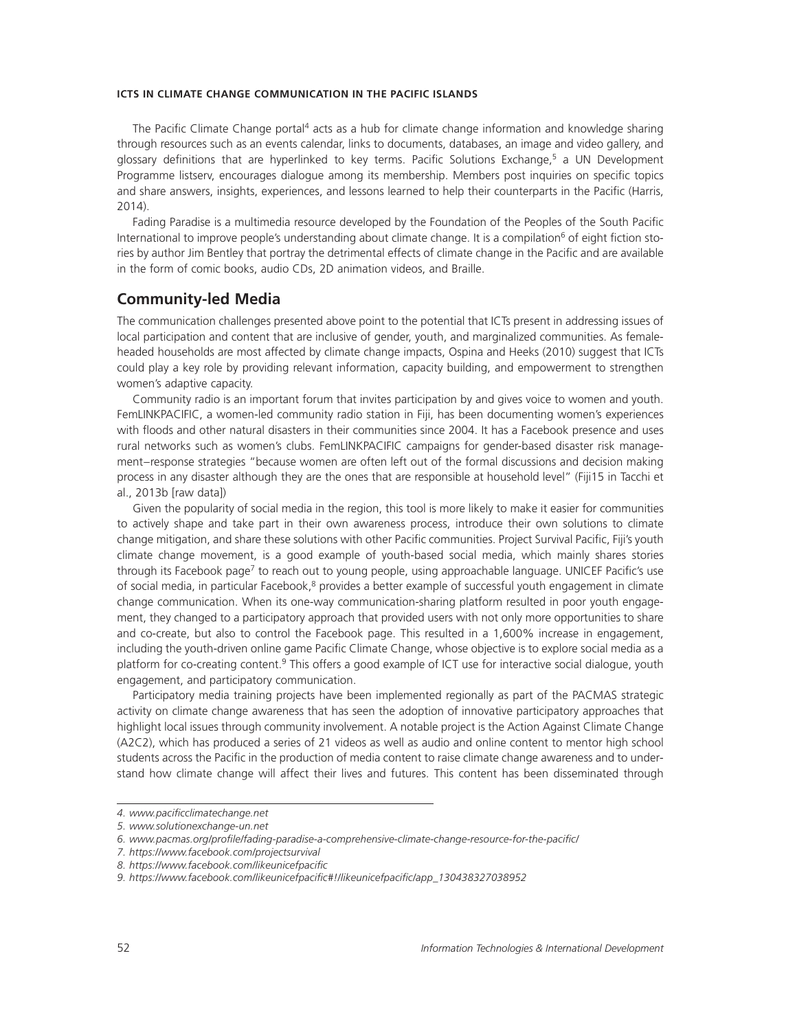The Pacific Climate Change portal[4] acts as a hub for climate change information and knowledge sharing through resources such as an events calendar, links to documents, databases, an image and video gallery, and glossary definitions that are hyperlinked to key terms. Pacific Solutions Exchange,[5] a UN Development Programme listserv, encourages dialogue among its membership. Members post inquiries on specific topics and share answers, insights, experiences, and lessons learned to help their counterparts in the Pacific (Harris, 2014).

Fading Paradise is a multimedia resource developed by the Foundation of the Peoples of the South Pacific International to improve people's understanding about climate change. It is a compilation[6] of eight fiction stories by author Jim Bentley that portray the detrimental effects of climate change in the Pacific and are available in the form of comic books, audio CDs, 2D animation videos, and Braille.

## Community-led Media

The communication challenges presented above point to the potential that ICTs present in addressing issues of local participation and content that are inclusive of gender, youth, and marginalized communities. As female-headed households are most affected by climate change impacts, Ospina and Heeks (2010) suggest that ICTs could play a key role by providing relevant information, capacity building, and empowerment to strengthen women's adaptive capacity.

Community radio is an important forum that invites participation by and gives voice to women and youth. FemLINKPACIFIC, a women-led community radio station in Fiji, has been documenting women's experiences with floods and other natural disasters in their communities since 2004. It has a Facebook presence and uses rural networks such as women's clubs. FemLINKPACIFIC campaigns for gender-based disaster risk management–response strategies "because women are often left out of the formal discussions and decision making process in any disaster although they are the ones that are responsible at household level" (Fiji15 in Tacchi et al., 2013b [raw data])

Given the popularity of social media in the region, this tool is more likely to make it easier for communities to actively shape and take part in their own awareness process, introduce their own solutions to climate change mitigation, and share these solutions with other Pacific communities. Project Survival Pacific, Fiji's youth climate change movement, is a good example of youth-based social media, which mainly shares stories through its Facebook page[7] to reach out to young people, using approachable language. UNICEF Pacific's use of social media, in particular Facebook,[8] provides a better example of successful youth engagement in climate change communication. When its one-way communication-sharing platform resulted in poor youth engagement, they changed to a participatory approach that provided users with not only more opportunities to share and co-create, but also to control the Facebook page. This resulted in a 1,600% increase in engagement, including the youth-driven online game Pacific Climate Change, whose objective is to explore social media as a platform for co-creating content.[9] This offers a good example of ICT use for interactive social dialogue, youth engagement, and participatory communication.

Participatory media training projects have been implemented regionally as part of the PACMAS strategic activity on climate change awareness that has seen the adoption of innovative participatory approaches that highlight local issues through community involvement. A notable project is the Action Against Climate Change (A2C2), which has produced a series of 21 videos as well as audio and online content to mentor high school students across the Pacific in the production of media content to raise climate change awareness and to understand how climate change will affect their lives and futures. This content has been disseminated through

---

*4. www.pacificclimatechange.net*

*5. www.solutionexchange-un.net*

*6. www.pacmas.org/profile/fading-paradise-a-comprehensive-climate-change-resource-for-the-pacific/*

*7. https://www.facebook.com/projectsurvival*

*8. https://www.facebook.com/likeunicefpacific*

*9. https://www.facebook.com/likeunicefpacific#!/likeunicefpacific/app_130438327038952*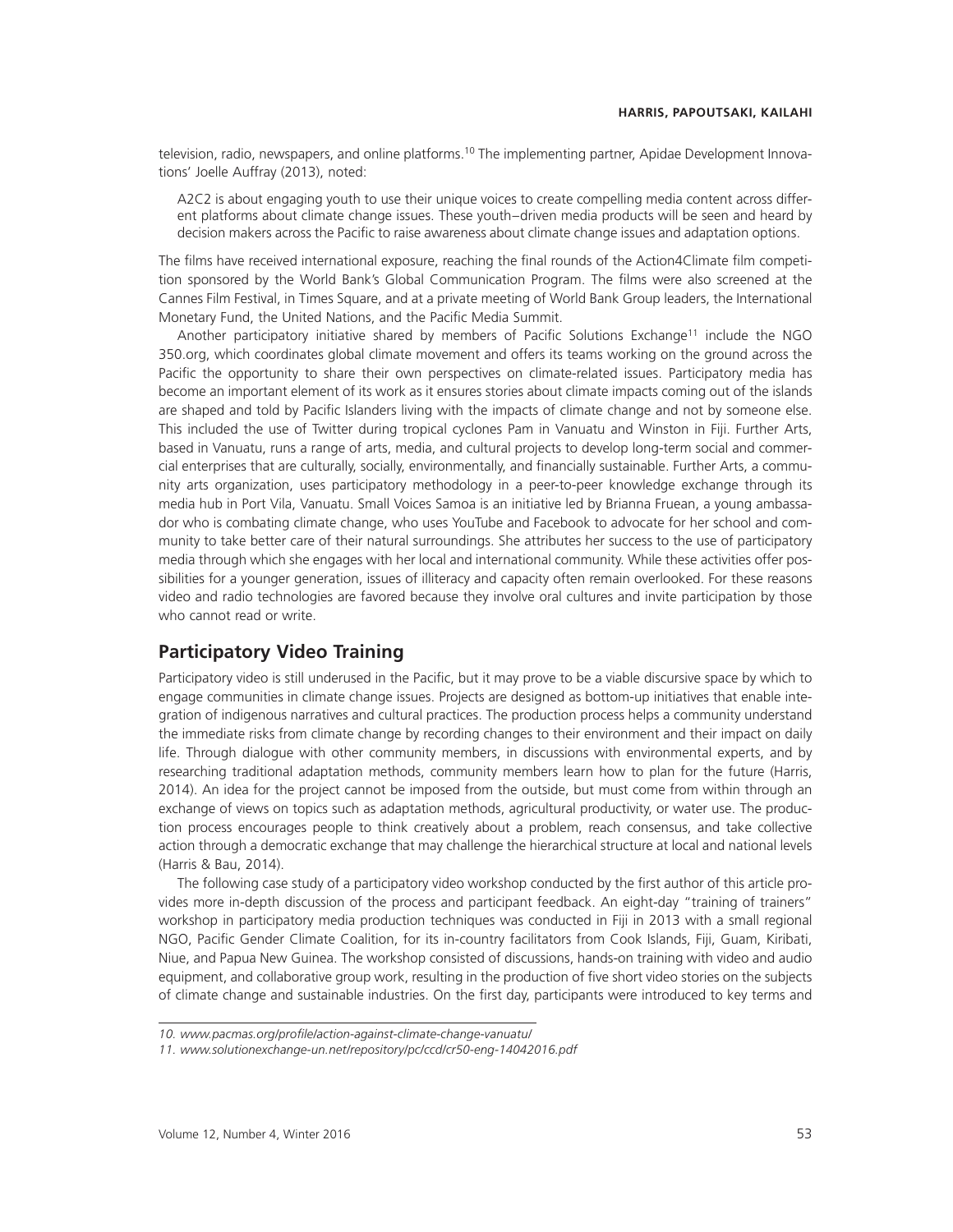television, radio, newspapers, and online platforms.[10] The implementing partner, Apidae Development Innovations' Joelle Auffray (2013), noted:

> A2C2 is about engaging youth to use their unique voices to create compelling media content across different platforms about climate change issues. These youth–driven media products will be seen and heard by decision makers across the Pacific to raise awareness about climate change issues and adaptation options.

The films have received international exposure, reaching the final rounds of the Action4Climate film competition sponsored by the World Bank's Global Communication Program. The films were also screened at the Cannes Film Festival, in Times Square, and at a private meeting of World Bank Group leaders, the International Monetary Fund, the United Nations, and the Pacific Media Summit.

Another participatory initiative shared by members of Pacific Solutions Exchange[11] include the NGO 350.org, which coordinates global climate movement and offers its teams working on the ground across the Pacific the opportunity to share their own perspectives on climate-related issues. Participatory media has become an important element of its work as it ensures stories about climate impacts coming out of the islands are shaped and told by Pacific Islanders living with the impacts of climate change and not by someone else. This included the use of Twitter during tropical cyclones Pam in Vanuatu and Winston in Fiji. Further Arts, based in Vanuatu, runs a range of arts, media, and cultural projects to develop long-term social and commercial enterprises that are culturally, socially, environmentally, and financially sustainable. Further Arts, a community arts organization, uses participatory methodology in a peer-to-peer knowledge exchange through its media hub in Port Vila, Vanuatu. Small Voices Samoa is an initiative led by Brianna Fruean, a young ambassador who is combating climate change, who uses YouTube and Facebook to advocate for her school and community to take better care of their natural surroundings. She attributes her success to the use of participatory media through which she engages with her local and international community. While these activities offer possibilities for a younger generation, issues of illiteracy and capacity often remain overlooked. For these reasons video and radio technologies are favored because they involve oral cultures and invite participation by those who cannot read or write.

## Participatory Video Training

Participatory video is still underused in the Pacific, but it may prove to be a viable discursive space by which to engage communities in climate change issues. Projects are designed as bottom-up initiatives that enable integration of indigenous narratives and cultural practices. The production process helps a community understand the immediate risks from climate change by recording changes to their environment and their impact on daily life. Through dialogue with other community members, in discussions with environmental experts, and by researching traditional adaptation methods, community members learn how to plan for the future (Harris, 2014). An idea for the project cannot be imposed from the outside, but must come from within through an exchange of views on topics such as adaptation methods, agricultural productivity, or water use. The production process encourages people to think creatively about a problem, reach consensus, and take collective action through a democratic exchange that may challenge the hierarchical structure at local and national levels (Harris & Bau, 2014).

The following case study of a participatory video workshop conducted by the first author of this article provides more in-depth discussion of the process and participant feedback. An eight-day "training of trainers" workshop in participatory media production techniques was conducted in Fiji in 2013 with a small regional NGO, Pacific Gender Climate Coalition, for its in-country facilitators from Cook Islands, Fiji, Guam, Kiribati, Niue, and Papua New Guinea. The workshop consisted of discussions, hands-on training with video and audio equipment, and collaborative group work, resulting in the production of five short video stories on the subjects of climate change and sustainable industries. On the first day, participants were introduced to key terms and

---

*10. www.pacmas.org/profile/action-against-climate-change-vanuatu/*

*11. www.solutionexchange-un.net/repository/pc/ccd/cr50-eng-14042016.pdf*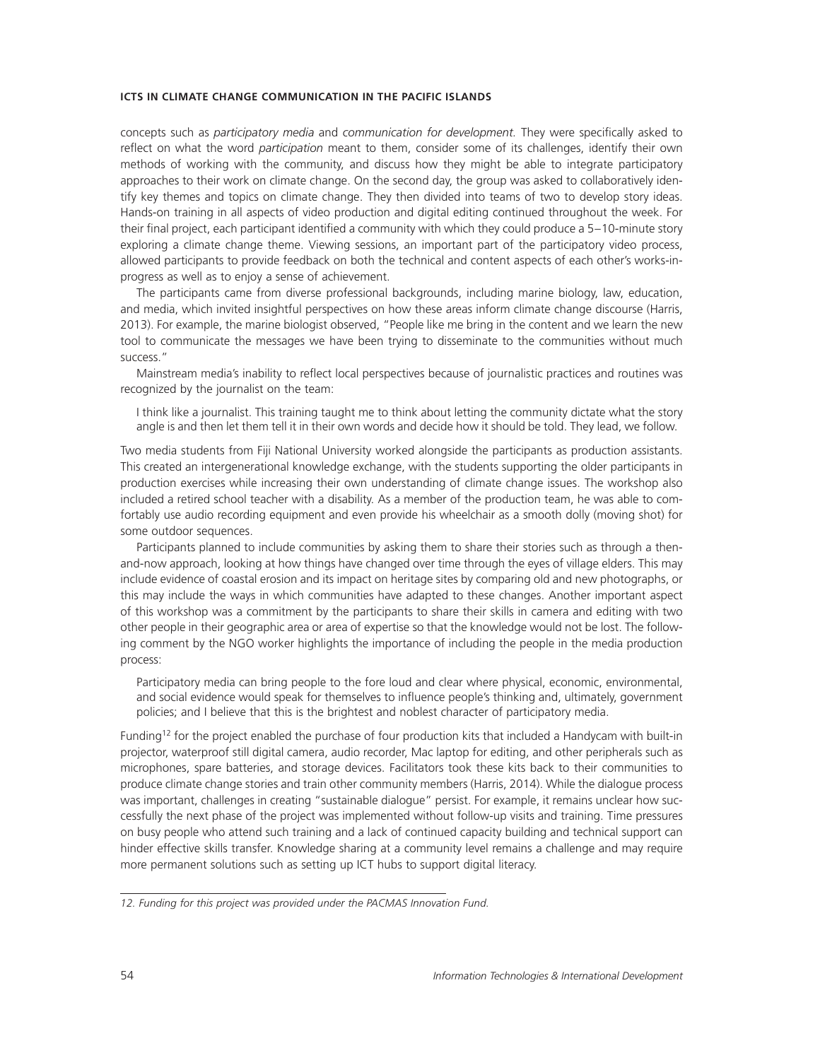concepts such as *participatory media* and *communication for development.* They were specifically asked to reflect on what the word *participation* meant to them, consider some of its challenges, identify their own methods of working with the community, and discuss how they might be able to integrate participatory approaches to their work on climate change. On the second day, the group was asked to collaboratively identify key themes and topics on climate change. They then divided into teams of two to develop story ideas. Hands-on training in all aspects of video production and digital editing continued throughout the week. For their final project, each participant identified a community with which they could produce a 5–10-minute story exploring a climate change theme. Viewing sessions, an important part of the participatory video process, allowed participants to provide feedback on both the technical and content aspects of each other's works-in-progress as well as to enjoy a sense of achievement.

The participants came from diverse professional backgrounds, including marine biology, law, education, and media, which invited insightful perspectives on how these areas inform climate change discourse (Harris, 2013). For example, the marine biologist observed, "People like me bring in the content and we learn the new tool to communicate the messages we have been trying to disseminate to the communities without much success."

Mainstream media's inability to reflect local perspectives because of journalistic practices and routines was recognized by the journalist on the team:

> I think like a journalist. This training taught me to think about letting the community dictate what the story angle is and then let them tell it in their own words and decide how it should be told. They lead, we follow.

Two media students from Fiji National University worked alongside the participants as production assistants. This created an intergenerational knowledge exchange, with the students supporting the older participants in production exercises while increasing their own understanding of climate change issues. The workshop also included a retired school teacher with a disability. As a member of the production team, he was able to comfortably use audio recording equipment and even provide his wheelchair as a smooth dolly (moving shot) for some outdoor sequences.

Participants planned to include communities by asking them to share their stories such as through a then-and-now approach, looking at how things have changed over time through the eyes of village elders. This may include evidence of coastal erosion and its impact on heritage sites by comparing old and new photographs, or this may include the ways in which communities have adapted to these changes. Another important aspect of this workshop was a commitment by the participants to share their skills in camera and editing with two other people in their geographic area or area of expertise so that the knowledge would not be lost. The following comment by the NGO worker highlights the importance of including the people in the media production process:

> Participatory media can bring people to the fore loud and clear where physical, economic, environmental, and social evidence would speak for themselves to influence people's thinking and, ultimately, government policies; and I believe that this is the brightest and noblest character of participatory media.

Funding[12] for the project enabled the purchase of four production kits that included a Handycam with built-in projector, waterproof still digital camera, audio recorder, Mac laptop for editing, and other peripherals such as microphones, spare batteries, and storage devices. Facilitators took these kits back to their communities to produce climate change stories and train other community members (Harris, 2014). While the dialogue process was important, challenges in creating "sustainable dialogue" persist. For example, it remains unclear how successfully the next phase of the project was implemented without follow-up visits and training. Time pressures on busy people who attend such training and a lack of continued capacity building and technical support can hinder effective skills transfer. Knowledge sharing at a community level remains a challenge and may require more permanent solutions such as setting up ICT hubs to support digital literacy.

---

*12. Funding for this project was provided under the PACMAS Innovation Fund.*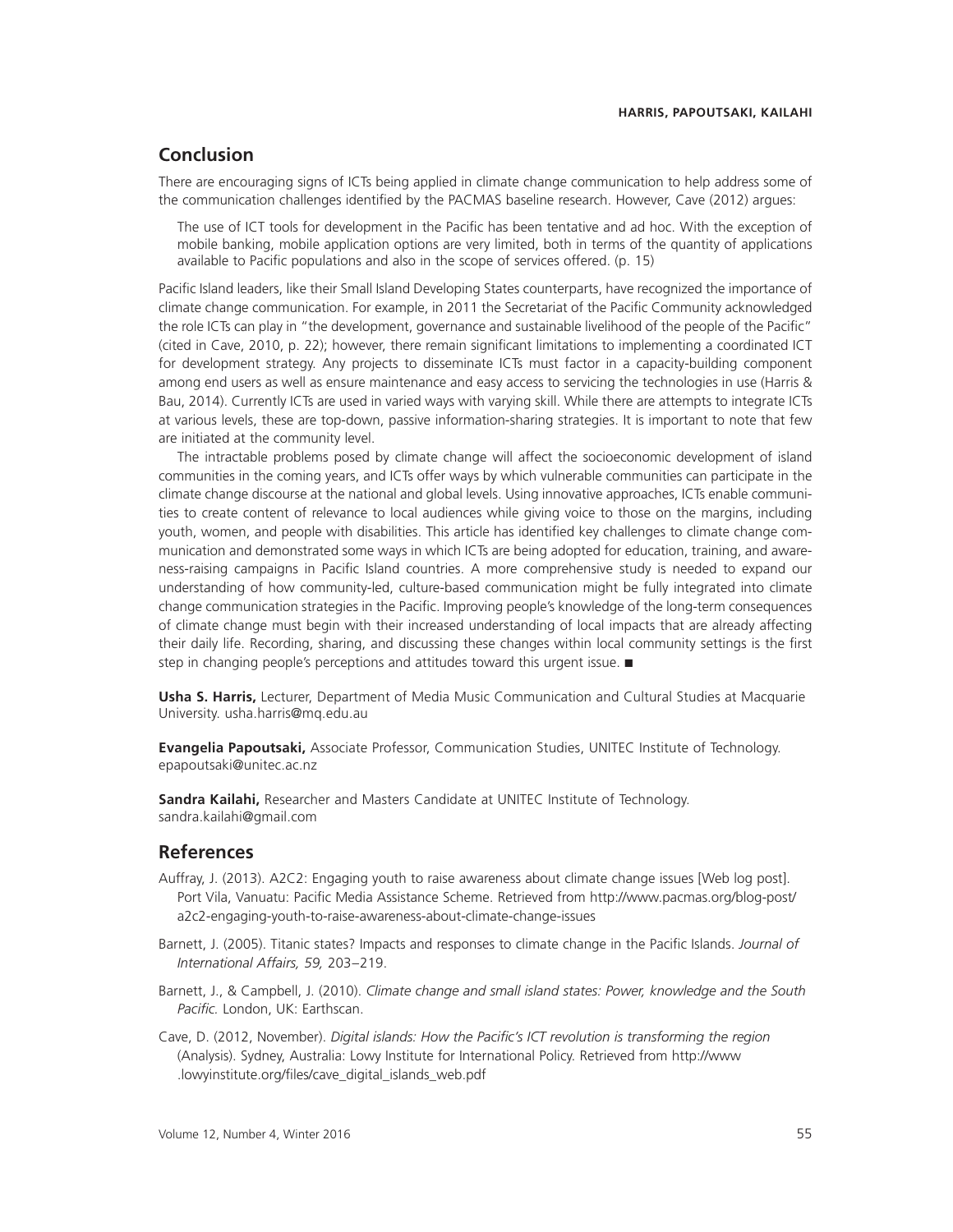## Conclusion

There are encouraging signs of ICTs being applied in climate change communication to help address some of the communication challenges identified by the PACMAS baseline research. However, Cave (2012) argues:

> The use of ICT tools for development in the Pacific has been tentative and ad hoc. With the exception of mobile banking, mobile application options are very limited, both in terms of the quantity of applications available to Pacific populations and also in the scope of services offered. (p. 15)

Pacific Island leaders, like their Small Island Developing States counterparts, have recognized the importance of climate change communication. For example, in 2011 the Secretariat of the Pacific Community acknowledged the role ICTs can play in "the development, governance and sustainable livelihood of the people of the Pacific" (cited in Cave, 2010, p. 22); however, there remain significant limitations to implementing a coordinated ICT for development strategy. Any projects to disseminate ICTs must factor in a capacity-building component among end users as well as ensure maintenance and easy access to servicing the technologies in use (Harris & Bau, 2014). Currently ICTs are used in varied ways with varying skill. While there are attempts to integrate ICTs at various levels, these are top-down, passive information-sharing strategies. It is important to note that few are initiated at the community level.

The intractable problems posed by climate change will affect the socioeconomic development of island communities in the coming years, and ICTs offer ways by which vulnerable communities can participate in the climate change discourse at the national and global levels. Using innovative approaches, ICTs enable communities to create content of relevance to local audiences while giving voice to those on the margins, including youth, women, and people with disabilities. This article has identified key challenges to climate change communication and demonstrated some ways in which ICTs are being adopted for education, training, and awareness-raising campaigns in Pacific Island countries. A more comprehensive study is needed to expand our understanding of how community-led, culture-based communication might be fully integrated into climate change communication strategies in the Pacific. Improving people's knowledge of the long-term consequences of climate change must begin with their increased understanding of local impacts that are already affecting their daily life. Recording, sharing, and discussing these changes within local community settings is the first step in changing people's perceptions and attitudes toward this urgent issue. ■

**Usha S. Harris,** Lecturer, Department of Media Music Communication and Cultural Studies at Macquarie University. usha.harris@mq.edu.au

**Evangelia Papoutsaki,** Associate Professor, Communication Studies, UNITEC Institute of Technology. epapoutsaki@unitec.ac.nz

**Sandra Kailahi,** Researcher and Masters Candidate at UNITEC Institute of Technology. sandra.kailahi@gmail.com

## References

Auffray, J. (2013). A2C2: Engaging youth to raise awareness about climate change issues [Web log post]. Port Vila, Vanuatu: Pacific Media Assistance Scheme. Retrieved from http://www.pacmas.org/blog-post/a2c2-engaging-youth-to-raise-awareness-about-climate-change-issues

Barnett, J. (2005). Titanic states? Impacts and responses to climate change in the Pacific Islands. *Journal of International Affairs, 59,* 203–219.

Barnett, J., & Campbell, J. (2010). *Climate change and small island states: Power, knowledge and the South Pacific.* London, UK: Earthscan.

Cave, D. (2012, November). *Digital islands: How the Pacific's ICT revolution is transforming the region* (Analysis). Sydney, Australia: Lowy Institute for International Policy. Retrieved from http://www.lowyinstitute.org/files/cave_digital_islands_web.pdf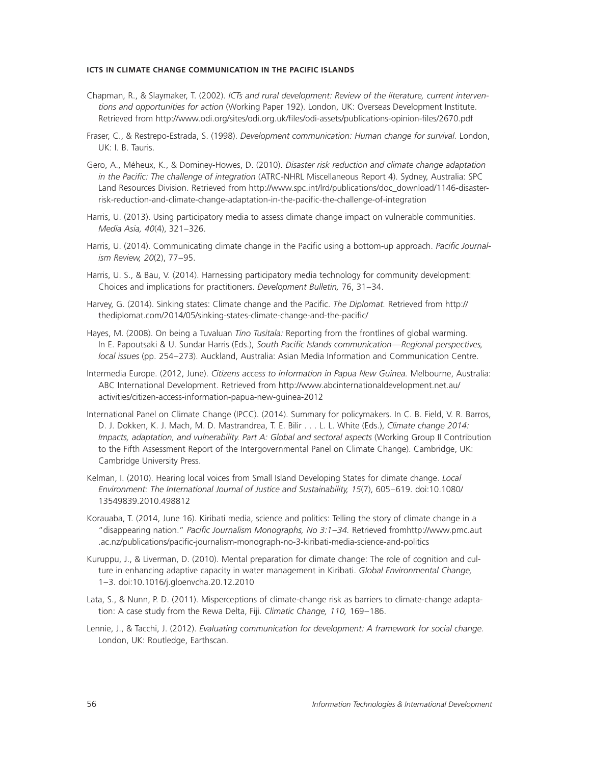Chapman, R., & Slaymaker, T. (2002). *ICTs and rural development: Review of the literature, current interventions and opportunities for action* (Working Paper 192). London, UK: Overseas Development Institute. Retrieved from http://www.odi.org/sites/odi.org.uk/files/odi-assets/publications-opinion-files/2670.pdf

Fraser, C., & Restrepo-Estrada, S. (1998). *Development communication: Human change for survival.* London, UK: I. B. Tauris.

Gero, A., Méheux, K., & Dominey-Howes, D. (2010). *Disaster risk reduction and climate change adaptation in the Pacific: The challenge of integration* (ATRC-NHRL Miscellaneous Report 4). Sydney, Australia: SPC Land Resources Division. Retrieved from http://www.spc.int/lrd/publications/doc_download/1146-disaster-risk-reduction-and-climate-change-adaptation-in-the-pacific-the-challenge-of-integration

Harris, U. (2013). Using participatory media to assess climate change impact on vulnerable communities. *Media Asia, 40*(4), 321–326.

Harris, U. (2014). Communicating climate change in the Pacific using a bottom-up approach. *Pacific Journalism Review, 20*(2), 77–95.

Harris, U. S., & Bau, V. (2014). Harnessing participatory media technology for community development: Choices and implications for practitioners. *Development Bulletin,* 76, 31–34.

Harvey, G. (2014). Sinking states: Climate change and the Pacific. *The Diplomat.* Retrieved from http://thediplomat.com/2014/05/sinking-states-climate-change-and-the-pacific/

Hayes, M. (2008). On being a Tuvaluan *Tino Tusitala:* Reporting from the frontlines of global warming. In E. Papoutsaki & U. Sundar Harris (Eds.), *South Pacific Islands communication—Regional perspectives, local issues* (pp. 254–273). Auckland, Australia: Asian Media Information and Communication Centre.

Intermedia Europe. (2012, June). *Citizens access to information in Papua New Guinea.* Melbourne, Australia: ABC International Development. Retrieved from http://www.abcinternationaldevelopment.net.au/activities/citizen-access-information-papua-new-guinea-2012

International Panel on Climate Change (IPCC). (2014). Summary for policymakers. In C. B. Field, V. R. Barros, D. J. Dokken, K. J. Mach, M. D. Mastrandrea, T. E. Bilir . . . L. L. White (Eds.), *Climate change 2014: Impacts, adaptation, and vulnerability. Part A: Global and sectoral aspects* (Working Group II Contribution to the Fifth Assessment Report of the Intergovernmental Panel on Climate Change). Cambridge, UK: Cambridge University Press.

Kelman, I. (2010). Hearing local voices from Small Island Developing States for climate change. *Local Environment: The International Journal of Justice and Sustainability, 15*(7), 605–619. doi:10.1080/13549839.2010.498812

Korauaba, T. (2014, June 16). Kiribati media, science and politics: Telling the story of climate change in a "disappearing nation." *Pacific Journalism Monographs, No 3:1–34.* Retrieved fromhttp://www.pmc.aut.ac.nz/publications/pacific-journalism-monograph-no-3-kiribati-media-science-and-politics

Kuruppu, J., & Liverman, D. (2010). Mental preparation for climate change: The role of cognition and culture in enhancing adaptive capacity in water management in Kiribati. *Global Environmental Change,* 1–3. doi:10.1016/j.gloenvcha.20.12.2010

Lata, S., & Nunn, P. D. (2011). Misperceptions of climate-change risk as barriers to climate-change adaptation: A case study from the Rewa Delta, Fiji. *Climatic Change, 110,* 169–186.

Lennie, J., & Tacchi, J. (2012). *Evaluating communication for development: A framework for social change.* London, UK: Routledge, Earthscan.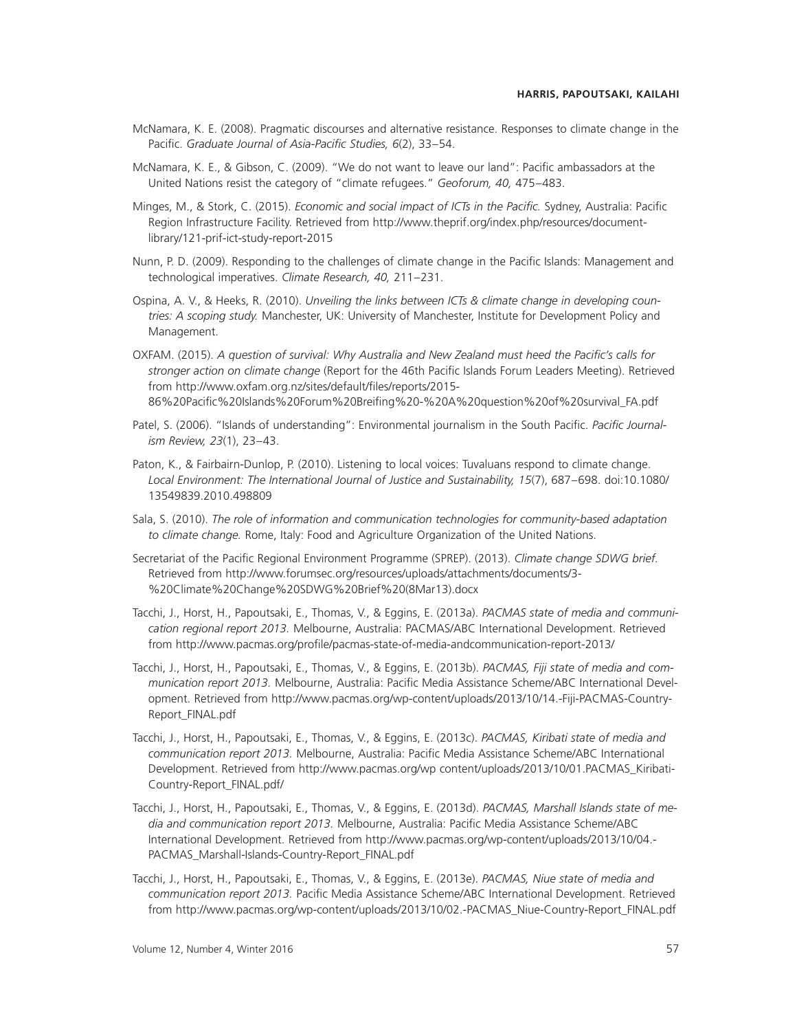McNamara, K. E. (2008). Pragmatic discourses and alternative resistance. Responses to climate change in the Pacific. *Graduate Journal of Asia-Pacific Studies, 6*(2), 33–54.

McNamara, K. E., & Gibson, C. (2009). "We do not want to leave our land": Pacific ambassadors at the United Nations resist the category of "climate refugees." *Geoforum, 40,* 475–483.

Minges, M., & Stork, C. (2015). *Economic and social impact of ICTs in the Pacific.* Sydney, Australia: Pacific Region Infrastructure Facility. Retrieved from http://www.theprif.org/index.php/resources/document-library/121-prif-ict-study-report-2015

Nunn, P. D. (2009). Responding to the challenges of climate change in the Pacific Islands: Management and technological imperatives. *Climate Research, 40,* 211–231.

Ospina, A. V., & Heeks, R. (2010). *Unveiling the links between ICTs & climate change in developing countries: A scoping study.* Manchester, UK: University of Manchester, Institute for Development Policy and Management.

OXFAM. (2015). *A question of survival: Why Australia and New Zealand must heed the Pacific's calls for stronger action on climate change* (Report for the 46th Pacific Islands Forum Leaders Meeting). Retrieved from http://www.oxfam.org.nz/sites/default/files/reports/2015-86%20Pacific%20Islands%20Forum%20Breifing%20-%20A%20question%20of%20survival_FA.pdf

Patel, S. (2006). "Islands of understanding": Environmental journalism in the South Pacific. *Pacific Journalism Review, 23*(1), 23–43.

Paton, K., & Fairbairn-Dunlop, P. (2010). Listening to local voices: Tuvaluans respond to climate change. *Local Environment: The International Journal of Justice and Sustainability, 15*(7), 687–698. doi:10.1080/13549839.2010.498809

Sala, S. (2010). *The role of information and communication technologies for community-based adaptation to climate change.* Rome, Italy: Food and Agriculture Organization of the United Nations.

Secretariat of the Pacific Regional Environment Programme (SPREP). (2013). *Climate change SDWG brief.* Retrieved from http://www.forumsec.org/resources/uploads/attachments/documents/3-%20Climate%20Change%20SDWG%20Brief%20(8Mar13).docx

Tacchi, J., Horst, H., Papoutsaki, E., Thomas, V., & Eggins, E. (2013a). *PACMAS state of media and communication regional report 2013.* Melbourne, Australia: PACMAS/ABC International Development. Retrieved from http://www.pacmas.org/profile/pacmas-state-of-media-andcommunication-report-2013/

Tacchi, J., Horst, H., Papoutsaki, E., Thomas, V., & Eggins, E. (2013b). *PACMAS, Fiji state of media and communication report 2013.* Melbourne, Australia: Pacific Media Assistance Scheme/ABC International Development. Retrieved from http://www.pacmas.org/wp-content/uploads/2013/10/14.-Fiji-PACMAS-Country-Report_FINAL.pdf

Tacchi, J., Horst, H., Papoutsaki, E., Thomas, V., & Eggins, E. (2013c). *PACMAS, Kiribati state of media and communication report 2013.* Melbourne, Australia: Pacific Media Assistance Scheme/ABC International Development. Retrieved from http://www.pacmas.org/wp content/uploads/2013/10/01.PACMAS_Kiribati-Country-Report_FINAL.pdf/

Tacchi, J., Horst, H., Papoutsaki, E., Thomas, V., & Eggins, E. (2013d). *PACMAS, Marshall Islands state of media and communication report 2013.* Melbourne, Australia: Pacific Media Assistance Scheme/ABC International Development. Retrieved from http://www.pacmas.org/wp-content/uploads/2013/10/04.-PACMAS_Marshall-Islands-Country-Report_FINAL.pdf

Tacchi, J., Horst, H., Papoutsaki, E., Thomas, V., & Eggins, E. (2013e). *PACMAS, Niue state of media and communication report 2013.* Pacific Media Assistance Scheme/ABC International Development. Retrieved from http://www.pacmas.org/wp-content/uploads/2013/10/02.-PACMAS_Niue-Country-Report_FINAL.pdf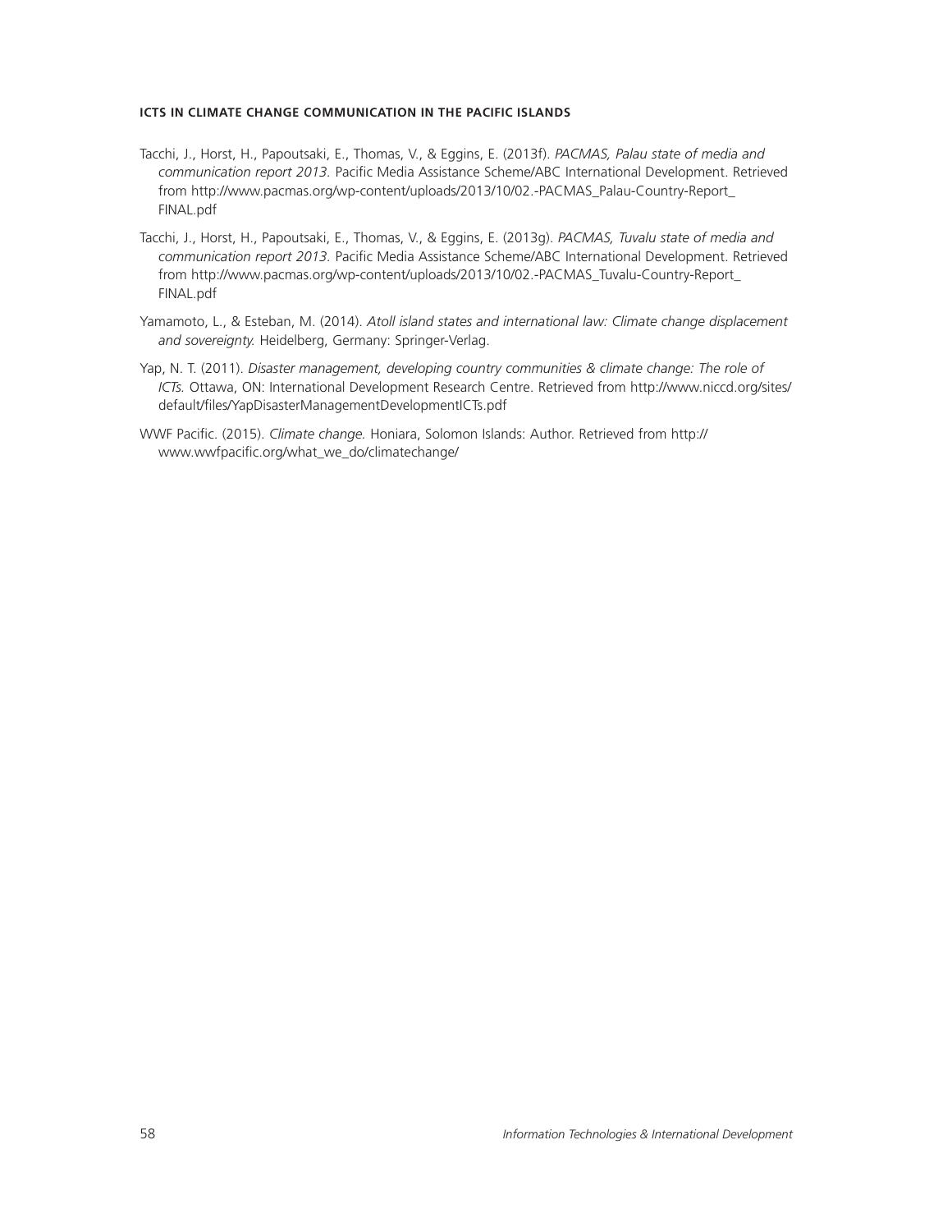Tacchi, J., Horst, H., Papoutsaki, E., Thomas, V., & Eggins, E. (2013f). *PACMAS, Palau state of media and communication report 2013.* Pacific Media Assistance Scheme/ABC International Development. Retrieved from http://www.pacmas.org/wp-content/uploads/2013/10/02.-PACMAS_Palau-Country-Report_FINAL.pdf

Tacchi, J., Horst, H., Papoutsaki, E., Thomas, V., & Eggins, E. (2013g). *PACMAS, Tuvalu state of media and communication report 2013.* Pacific Media Assistance Scheme/ABC International Development. Retrieved from http://www.pacmas.org/wp-content/uploads/2013/10/02.-PACMAS_Tuvalu-Country-Report_FINAL.pdf

Yamamoto, L., & Esteban, M. (2014). *Atoll island states and international law: Climate change displacement and sovereignty.* Heidelberg, Germany: Springer-Verlag.

Yap, N. T. (2011). *Disaster management, developing country communities & climate change: The role of ICTs.* Ottawa, ON: International Development Research Centre. Retrieved from http://www.niccd.org/sites/default/files/YapDisasterManagementDevelopmentICTs.pdf

WWF Pacific. (2015). *Climate change.* Honiara, Solomon Islands: Author. Retrieved from http://www.wwfpacific.org/what_we_do/climatechange/